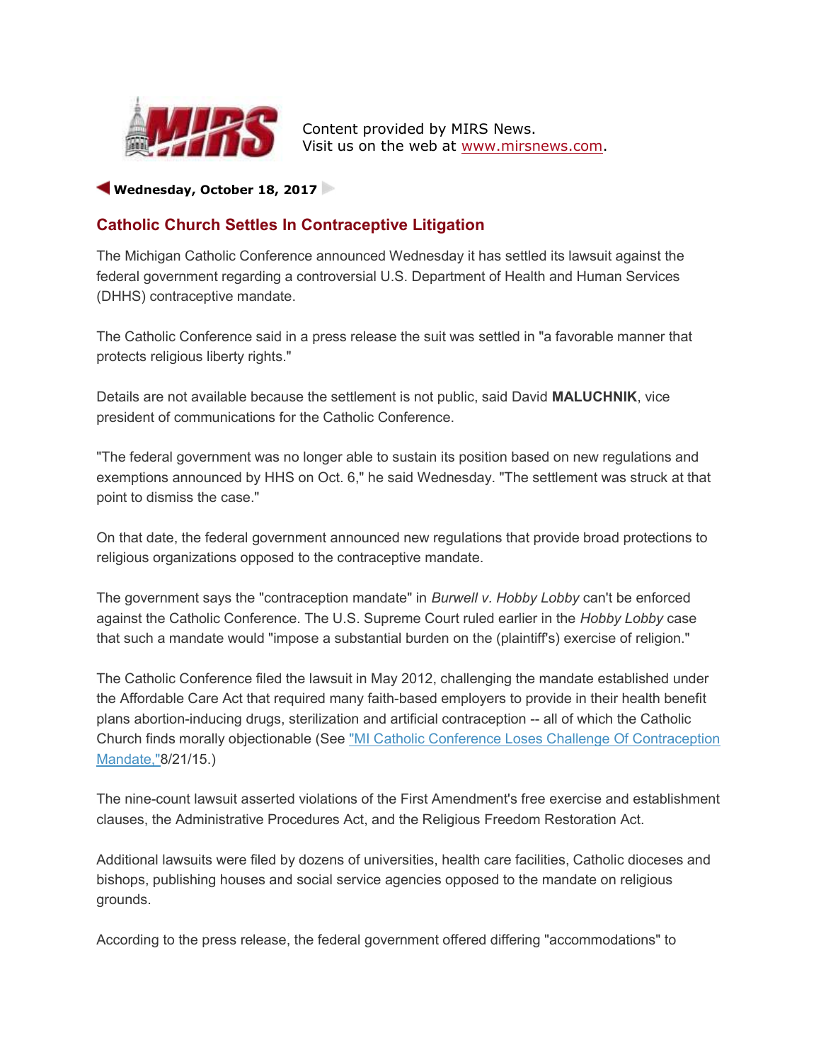Content provided by MIRS News.
Visit us on the web at [www.mirsnews.com](www.mirsnews.com).

**Wednesday, October 18, 2017**

## Catholic Church Settles In Contraceptive Litigation

The Michigan Catholic Conference announced Wednesday it has settled its lawsuit against the federal government regarding a controversial U.S. Department of Health and Human Services (DHHS) contraceptive mandate.

The Catholic Conference said in a press release the suit was settled in "a favorable manner that protects religious liberty rights."

Details are not available because the settlement is not public, said David **MALUCHNIK**, vice president of communications for the Catholic Conference.

"The federal government was no longer able to sustain its position based on new regulations and exemptions announced by HHS on Oct. 6," he said Wednesday. "The settlement was struck at that point to dismiss the case."

On that date, the federal government announced new regulations that provide broad protections to religious organizations opposed to the contraceptive mandate.

The government says the "contraception mandate" in *Burwell v. Hobby Lobby* can't be enforced against the Catholic Conference. The U.S. Supreme Court ruled earlier in the *Hobby Lobby* case that such a mandate would "impose a substantial burden on the (plaintiff's) exercise of religion."

The Catholic Conference filed the lawsuit in May 2012, challenging the mandate established under the Affordable Care Act that required many faith-based employers to provide in their health benefit plans abortion-inducing drugs, sterilization and artificial contraception -- all of which the Catholic Church finds morally objectionable (See "MI Catholic Conference Loses Challenge Of Contraception Mandate,"8/21/15.)

The nine-count lawsuit asserted violations of the First Amendment's free exercise and establishment clauses, the Administrative Procedures Act, and the Religious Freedom Restoration Act.

Additional lawsuits were filed by dozens of universities, health care facilities, Catholic dioceses and bishops, publishing houses and social service agencies opposed to the mandate on religious grounds.

According to the press release, the federal government offered differing "accommodations" to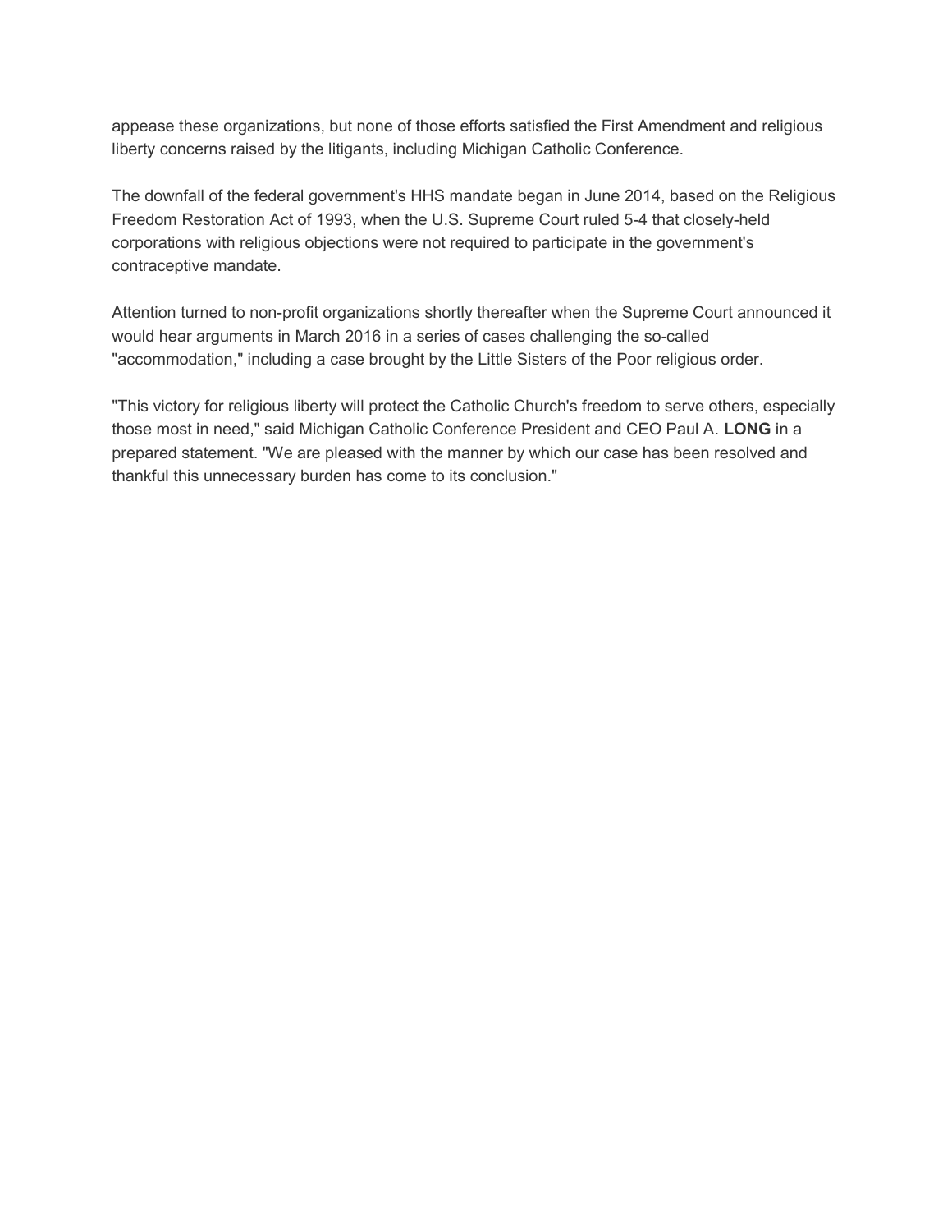appease these organizations, but none of those efforts satisfied the First Amendment and religious liberty concerns raised by the litigants, including Michigan Catholic Conference.

The downfall of the federal government's HHS mandate began in June 2014, based on the Religious Freedom Restoration Act of 1993, when the U.S. Supreme Court ruled 5-4 that closely-held corporations with religious objections were not required to participate in the government's contraceptive mandate.

Attention turned to non-profit organizations shortly thereafter when the Supreme Court announced it would hear arguments in March 2016 in a series of cases challenging the so-called "accommodation," including a case brought by the Little Sisters of the Poor religious order.

"This victory for religious liberty will protect the Catholic Church's freedom to serve others, especially those most in need," said Michigan Catholic Conference President and CEO Paul A. **LONG** in a prepared statement. "We are pleased with the manner by which our case has been resolved and thankful this unnecessary burden has come to its conclusion."